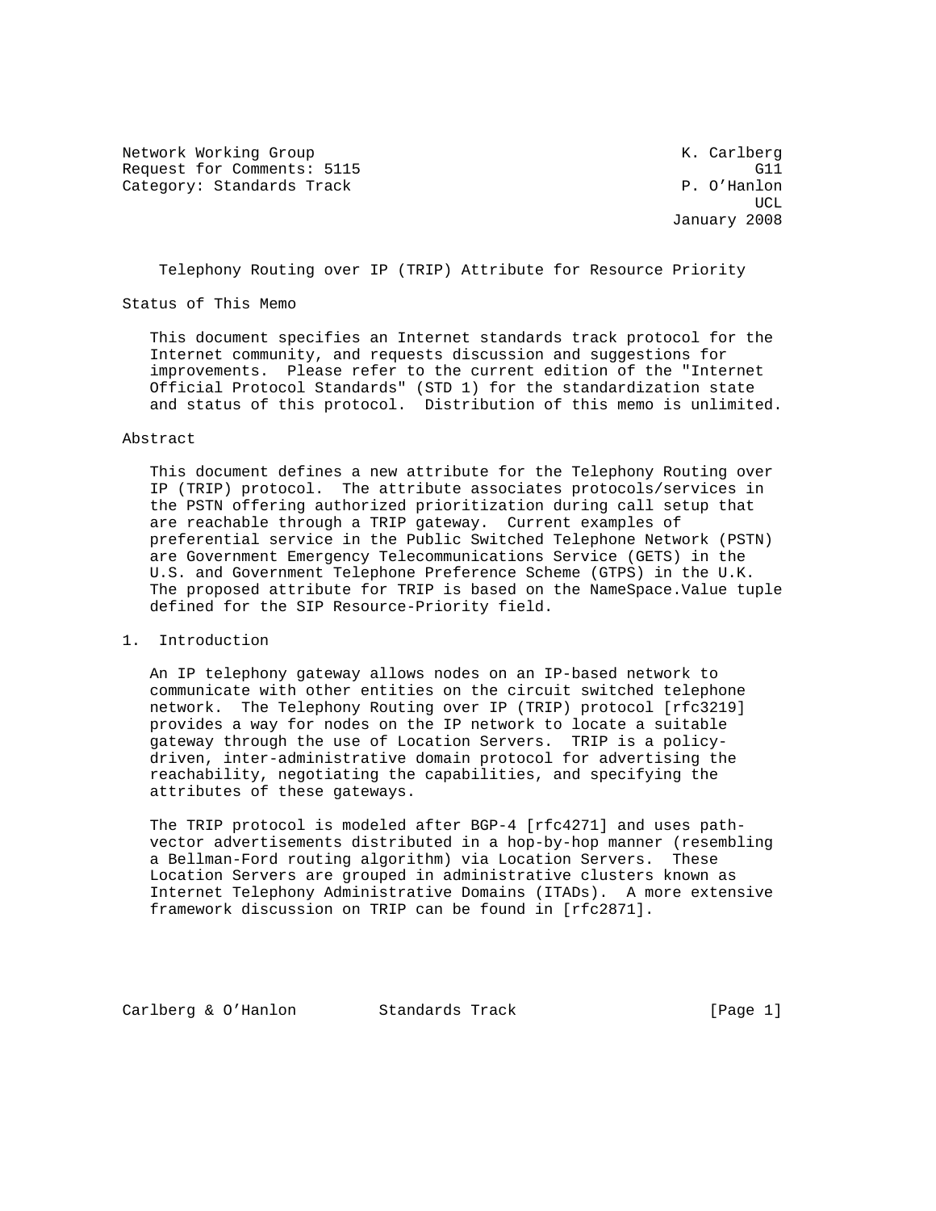Network Working Group K. Carlberg
Request for Comments: 5115 G11
Category: Standards Track P. O'Hanlon
UCL
January 2008

# Telephony Routing over IP (TRIP) Attribute for Resource Priority

## Status of This Memo

This document specifies an Internet standards track protocol for the Internet community, and requests discussion and suggestions for improvements. Please refer to the current edition of the "Internet Official Protocol Standards" (STD 1) for the standardization state and status of this protocol. Distribution of this memo is unlimited.

## Abstract

This document defines a new attribute for the Telephony Routing over IP (TRIP) protocol. The attribute associates protocols/services in the PSTN offering authorized prioritization during call setup that are reachable through a TRIP gateway. Current examples of preferential service in the Public Switched Telephone Network (PSTN) are Government Emergency Telecommunications Service (GETS) in the U.S. and Government Telephone Preference Scheme (GTPS) in the U.K. The proposed attribute for TRIP is based on the NameSpace.Value tuple defined for the SIP Resource-Priority field.

## 1. Introduction

An IP telephony gateway allows nodes on an IP-based network to communicate with other entities on the circuit switched telephone network. The Telephony Routing over IP (TRIP) protocol [rfc3219] provides a way for nodes on the IP network to locate a suitable gateway through the use of Location Servers. TRIP is a policy-driven, inter-administrative domain protocol for advertising the reachability, negotiating the capabilities, and specifying the attributes of these gateways.

The TRIP protocol is modeled after BGP-4 [rfc4271] and uses path-vector advertisements distributed in a hop-by-hop manner (resembling a Bellman-Ford routing algorithm) via Location Servers. These Location Servers are grouped in administrative clusters known as Internet Telephony Administrative Domains (ITADs). A more extensive framework discussion on TRIP can be found in [rfc2871].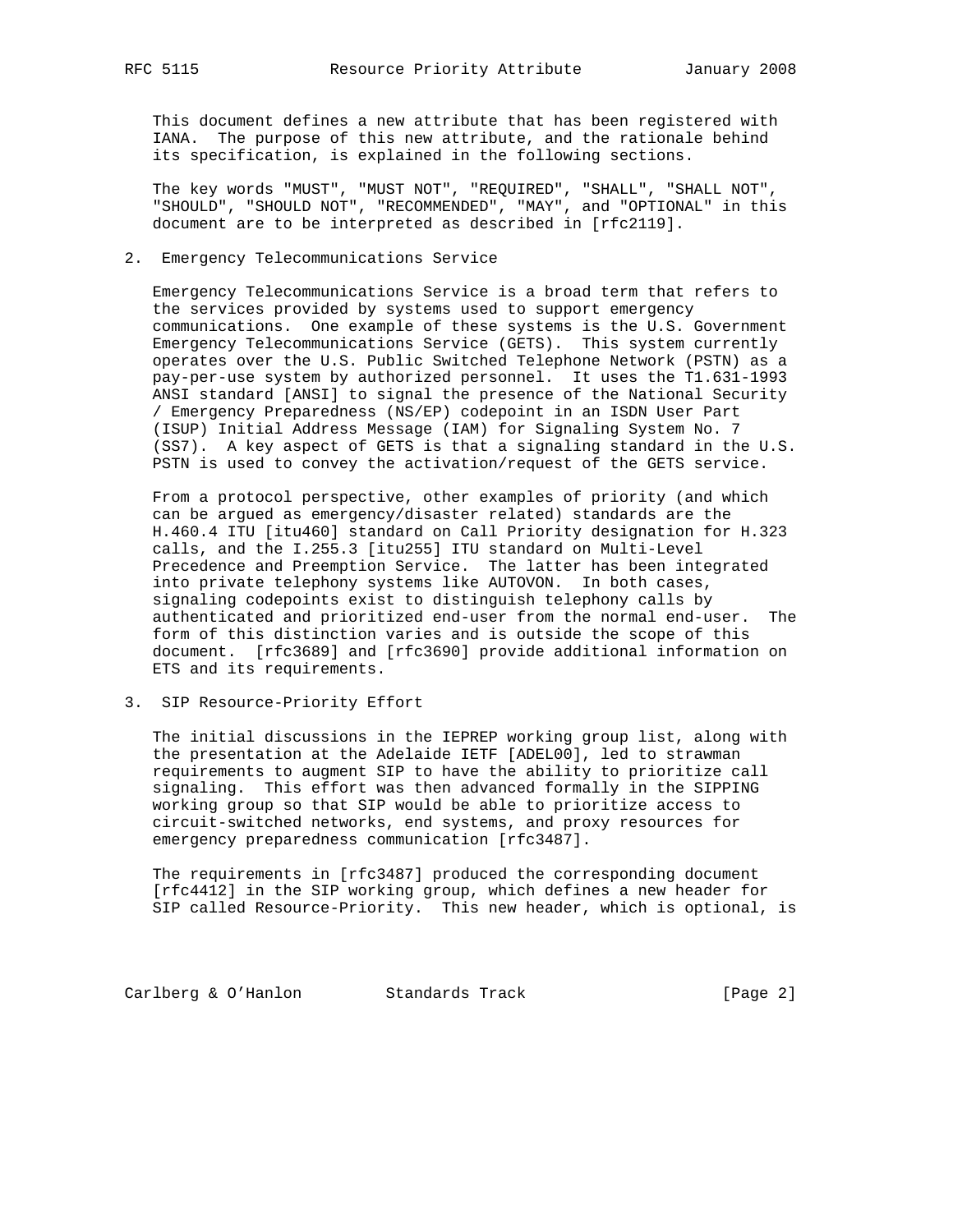This document defines a new attribute that has been registered with IANA. The purpose of this new attribute, and the rationale behind its specification, is explained in the following sections.

The key words "MUST", "MUST NOT", "REQUIRED", "SHALL", "SHALL NOT", "SHOULD", "SHOULD NOT", "RECOMMENDED", "MAY", and "OPTIONAL" in this document are to be interpreted as described in [rfc2119].

## 2. Emergency Telecommunications Service

Emergency Telecommunications Service is a broad term that refers to the services provided by systems used to support emergency communications. One example of these systems is the U.S. Government Emergency Telecommunications Service (GETS). This system currently operates over the U.S. Public Switched Telephone Network (PSTN) as a pay-per-use system by authorized personnel. It uses the T1.631-1993 ANSI standard [ANSI] to signal the presence of the National Security / Emergency Preparedness (NS/EP) codepoint in an ISDN User Part (ISUP) Initial Address Message (IAM) for Signaling System No. 7 (SS7). A key aspect of GETS is that a signaling standard in the U.S. PSTN is used to convey the activation/request of the GETS service.

From a protocol perspective, other examples of priority (and which can be argued as emergency/disaster related) standards are the H.460.4 ITU [itu460] standard on Call Priority designation for H.323 calls, and the I.255.3 [itu255] ITU standard on Multi-Level Precedence and Preemption Service. The latter has been integrated into private telephony systems like AUTOVON. In both cases, signaling codepoints exist to distinguish telephony calls by authenticated and prioritized end-user from the normal end-user. The form of this distinction varies and is outside the scope of this document. [rfc3689] and [rfc3690] provide additional information on ETS and its requirements.

## 3. SIP Resource-Priority Effort

The initial discussions in the IEPREP working group list, along with the presentation at the Adelaide IETF [ADEL00], led to strawman requirements to augment SIP to have the ability to prioritize call signaling. This effort was then advanced formally in the SIPPING working group so that SIP would be able to prioritize access to circuit-switched networks, end systems, and proxy resources for emergency preparedness communication [rfc3487].

The requirements in [rfc3487] produced the corresponding document [rfc4412] in the SIP working group, which defines a new header for SIP called Resource-Priority. This new header, which is optional, is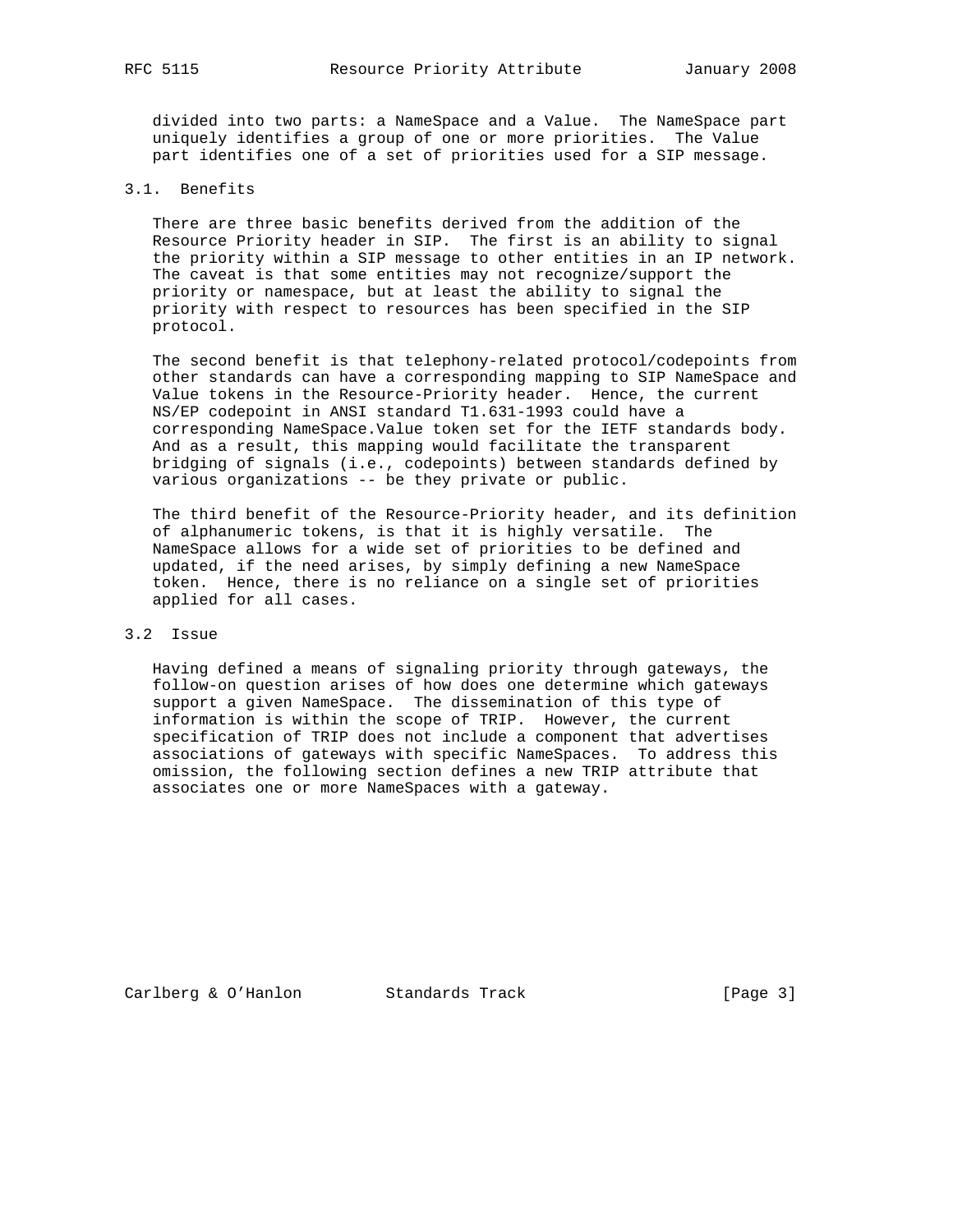divided into two parts: a NameSpace and a Value. The NameSpace part uniquely identifies a group of one or more priorities. The Value part identifies one of a set of priorities used for a SIP message.

## 3.1. Benefits

There are three basic benefits derived from the addition of the Resource Priority header in SIP. The first is an ability to signal the priority within a SIP message to other entities in an IP network. The caveat is that some entities may not recognize/support the priority or namespace, but at least the ability to signal the priority with respect to resources has been specified in the SIP protocol.

The second benefit is that telephony-related protocol/codepoints from other standards can have a corresponding mapping to SIP NameSpace and Value tokens in the Resource-Priority header. Hence, the current NS/EP codepoint in ANSI standard T1.631-1993 could have a corresponding NameSpace.Value token set for the IETF standards body. And as a result, this mapping would facilitate the transparent bridging of signals (i.e., codepoints) between standards defined by various organizations -- be they private or public.

The third benefit of the Resource-Priority header, and its definition of alphanumeric tokens, is that it is highly versatile. The NameSpace allows for a wide set of priorities to be defined and updated, if the need arises, by simply defining a new NameSpace token. Hence, there is no reliance on a single set of priorities applied for all cases.

## 3.2 Issue

Having defined a means of signaling priority through gateways, the follow-on question arises of how does one determine which gateways support a given NameSpace. The dissemination of this type of information is within the scope of TRIP. However, the current specification of TRIP does not include a component that advertises associations of gateways with specific NameSpaces. To address this omission, the following section defines a new TRIP attribute that associates one or more NameSpaces with a gateway.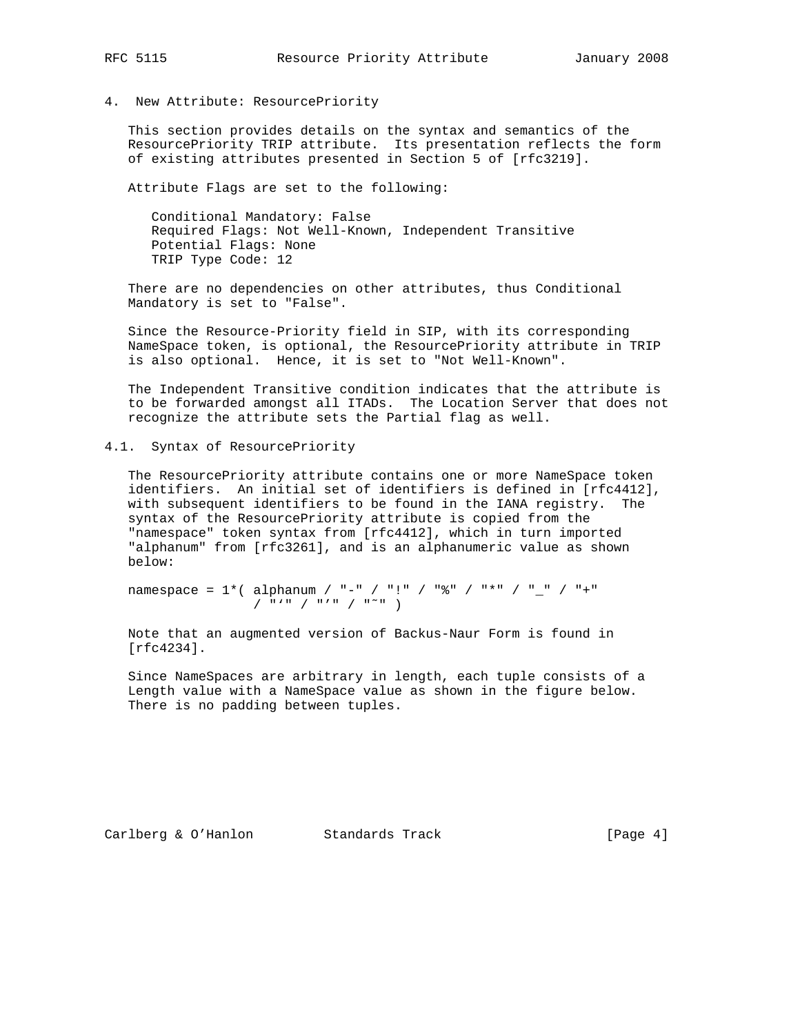## 4. New Attribute: ResourcePriority

This section provides details on the syntax and semantics of the ResourcePriority TRIP attribute. Its presentation reflects the form of existing attributes presented in Section 5 of [rfc3219].

Attribute Flags are set to the following:

```
Conditional Mandatory: False
Required Flags: Not Well-Known, Independent Transitive
Potential Flags: None
TRIP Type Code: 12
```

There are no dependencies on other attributes, thus Conditional Mandatory is set to "False".

Since the Resource-Priority field in SIP, with its corresponding NameSpace token, is optional, the ResourcePriority attribute in TRIP is also optional. Hence, it is set to "Not Well-Known".

The Independent Transitive condition indicates that the attribute is to be forwarded amongst all ITADs. The Location Server that does not recognize the attribute sets the Partial flag as well.

### 4.1. Syntax of ResourcePriority

The ResourcePriority attribute contains one or more NameSpace token identifiers. An initial set of identifiers is defined in [rfc4412], with subsequent identifiers to be found in the IANA registry. The syntax of the ResourcePriority attribute is copied from the "namespace" token syntax from [rfc4412], which in turn imported "alphanum" from [rfc3261], and is an alphanumeric value as shown below:

```
namespace = 1*( alphanum / "-" / "!" / "%" / "*" / "_" / "+"
                / "‘" / "’" / "~" )
```

Note that an augmented version of Backus-Naur Form is found in [rfc4234].

Since NameSpaces are arbitrary in length, each tuple consists of a Length value with a NameSpace value as shown in the figure below. There is no padding between tuples.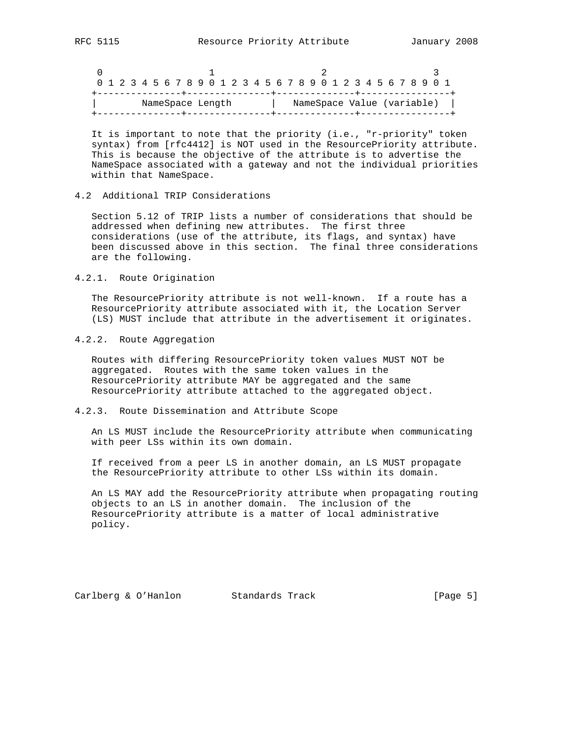```
 0                   1                   2                   3
 0 1 2 3 4 5 6 7 8 9 0 1 2 3 4 5 6 7 8 9 0 1 2 3 4 5 6 7 8 9 0 1
+---------------+---------------+--------------+----------------+
|       NameSpace Length        |   NameSpace Value (variable)  |
+---------------+---------------+--------------+----------------+
```

It is important to note that the priority (i.e., "r-priority" token syntax) from [rfc4412] is NOT used in the ResourcePriority attribute. This is because the objective of the attribute is to advertise the NameSpace associated with a gateway and not the individual priorities within that NameSpace.

## 4.2 Additional TRIP Considerations

Section 5.12 of TRIP lists a number of considerations that should be addressed when defining new attributes. The first three considerations (use of the attribute, its flags, and syntax) have been discussed above in this section. The final three considerations are the following.

### 4.2.1. Route Origination

The ResourcePriority attribute is not well-known. If a route has a ResourcePriority attribute associated with it, the Location Server (LS) MUST include that attribute in the advertisement it originates.

### 4.2.2. Route Aggregation

Routes with differing ResourcePriority token values MUST NOT be aggregated. Routes with the same token values in the ResourcePriority attribute MAY be aggregated and the same ResourcePriority attribute attached to the aggregated object.

### 4.2.3. Route Dissemination and Attribute Scope

An LS MUST include the ResourcePriority attribute when communicating with peer LSs within its own domain.

If received from a peer LS in another domain, an LS MUST propagate the ResourcePriority attribute to other LSs within its domain.

An LS MAY add the ResourcePriority attribute when propagating routing objects to an LS in another domain. The inclusion of the ResourcePriority attribute is a matter of local administrative policy.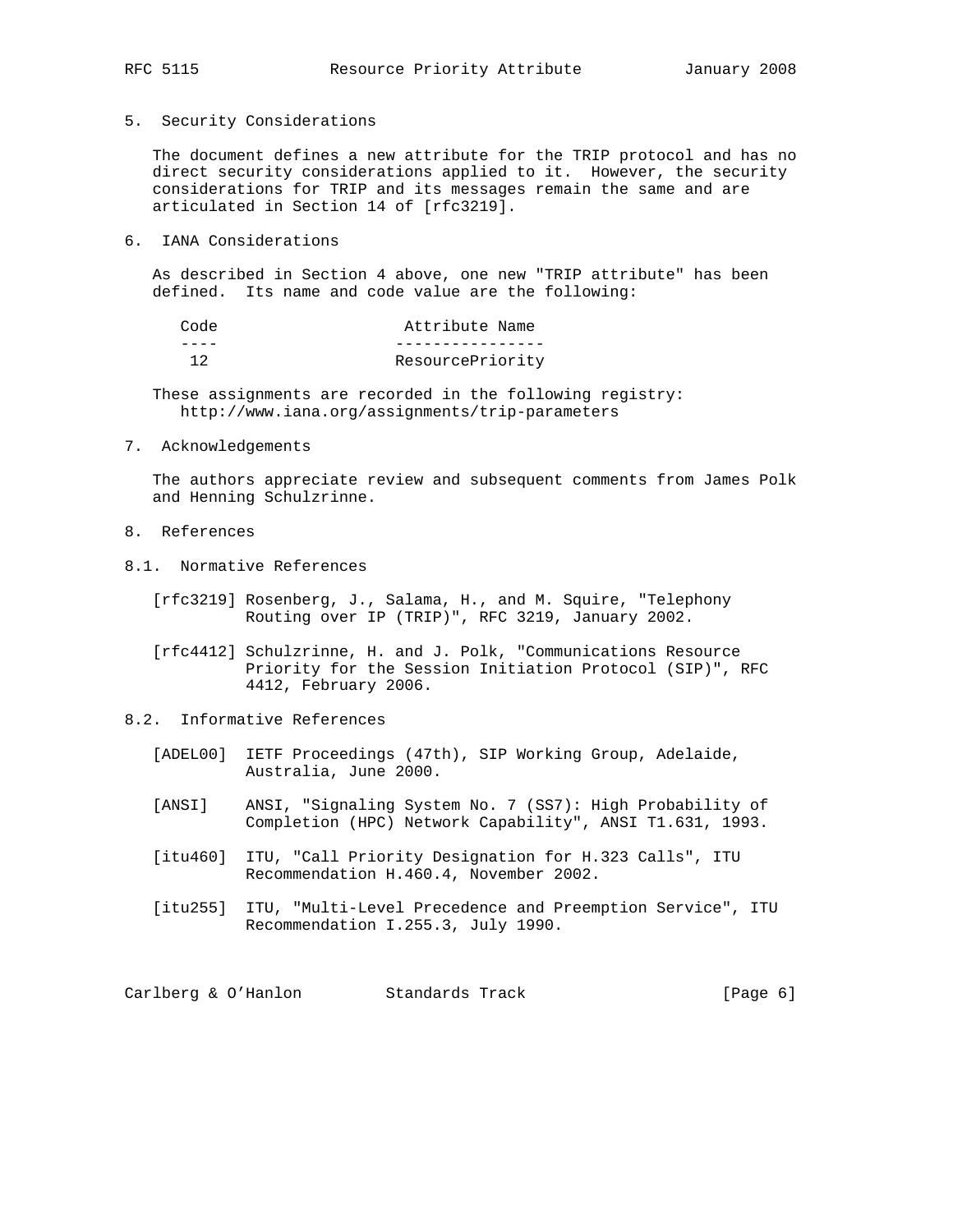## 5. Security Considerations

The document defines a new attribute for the TRIP protocol and has no direct security considerations applied to it. However, the security considerations for TRIP and its messages remain the same and are articulated in Section 14 of [rfc3219].

## 6. IANA Considerations

As described in Section 4 above, one new "TRIP attribute" has been defined. Its name and code value are the following:

| Code | Attribute Name |
| --- | --- |
| 12 | ResourcePriority |

These assignments are recorded in the following registry:
http://www.iana.org/assignments/trip-parameters

## 7. Acknowledgements

The authors appreciate review and subsequent comments from James Polk and Henning Schulzrinne.

## 8. References

### 8.1. Normative References

[rfc3219] Rosenberg, J., Salama, H., and M. Squire, "Telephony Routing over IP (TRIP)", RFC 3219, January 2002.

[rfc4412] Schulzrinne, H. and J. Polk, "Communications Resource Priority for the Session Initiation Protocol (SIP)", RFC 4412, February 2006.

### 8.2. Informative References

[ADEL00] IETF Proceedings (47th), SIP Working Group, Adelaide, Australia, June 2000.

[ANSI] ANSI, "Signaling System No. 7 (SS7): High Probability of Completion (HPC) Network Capability", ANSI T1.631, 1993.

[itu460] ITU, "Call Priority Designation for H.323 Calls", ITU Recommendation H.460.4, November 2002.

[itu255] ITU, "Multi-Level Precedence and Preemption Service", ITU Recommendation I.255.3, July 1990.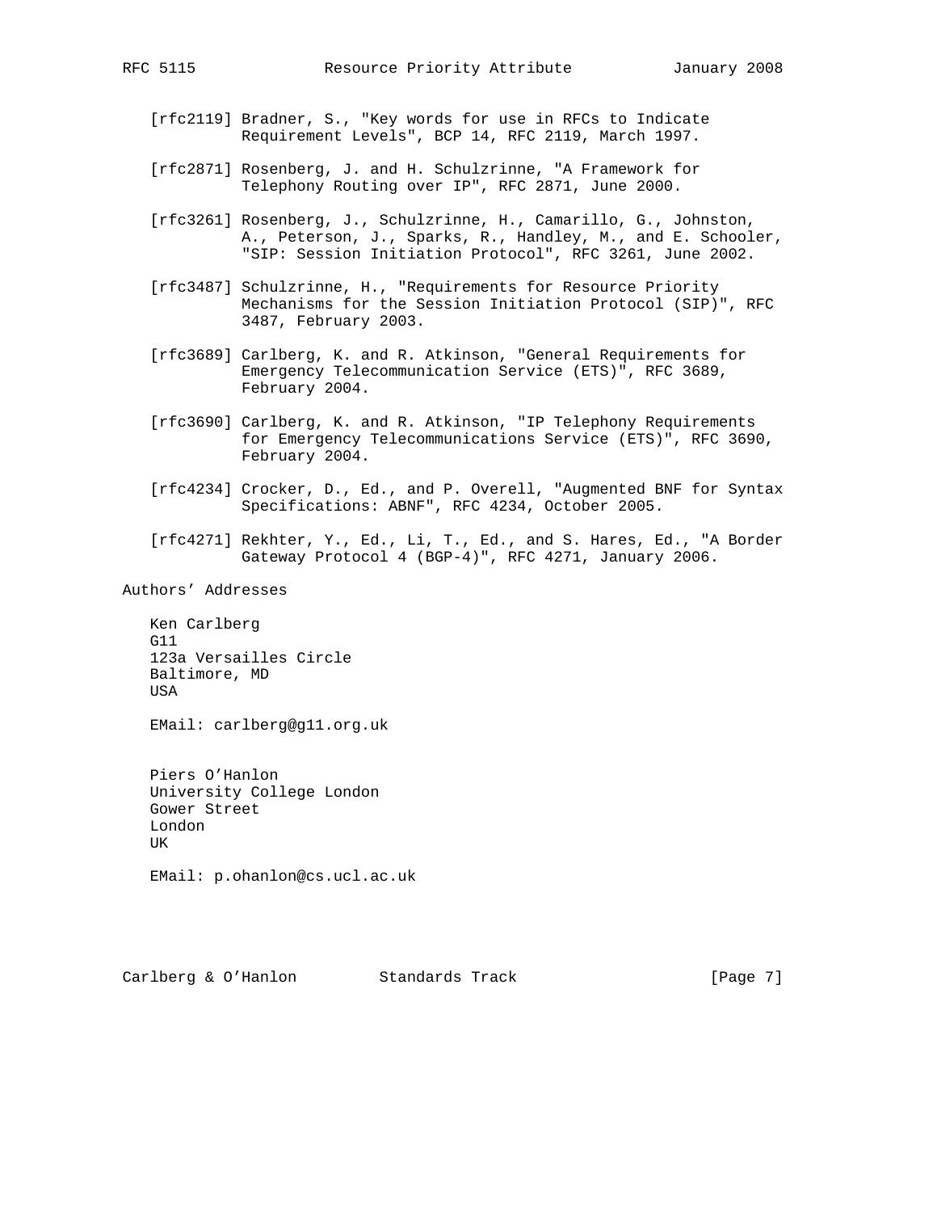[rfc2119] Bradner, S., "Key words for use in RFCs to Indicate Requirement Levels", BCP 14, RFC 2119, March 1997.

[rfc2871] Rosenberg, J. and H. Schulzrinne, "A Framework for Telephony Routing over IP", RFC 2871, June 2000.

[rfc3261] Rosenberg, J., Schulzrinne, H., Camarillo, G., Johnston, A., Peterson, J., Sparks, R., Handley, M., and E. Schooler, "SIP: Session Initiation Protocol", RFC 3261, June 2002.

[rfc3487] Schulzrinne, H., "Requirements for Resource Priority Mechanisms for the Session Initiation Protocol (SIP)", RFC 3487, February 2003.

[rfc3689] Carlberg, K. and R. Atkinson, "General Requirements for Emergency Telecommunication Service (ETS)", RFC 3689, February 2004.

[rfc3690] Carlberg, K. and R. Atkinson, "IP Telephony Requirements for Emergency Telecommunications Service (ETS)", RFC 3690, February 2004.

[rfc4234] Crocker, D., Ed., and P. Overell, "Augmented BNF for Syntax Specifications: ABNF", RFC 4234, October 2005.

[rfc4271] Rekhter, Y., Ed., Li, T., Ed., and S. Hares, Ed., "A Border Gateway Protocol 4 (BGP-4)", RFC 4271, January 2006.

## Authors' Addresses

Ken Carlberg
G11
123a Versailles Circle
Baltimore, MD
USA

EMail: carlberg@g11.org.uk

Piers O'Hanlon
University College London
Gower Street
London
UK

EMail: p.ohanlon@cs.ucl.ac.uk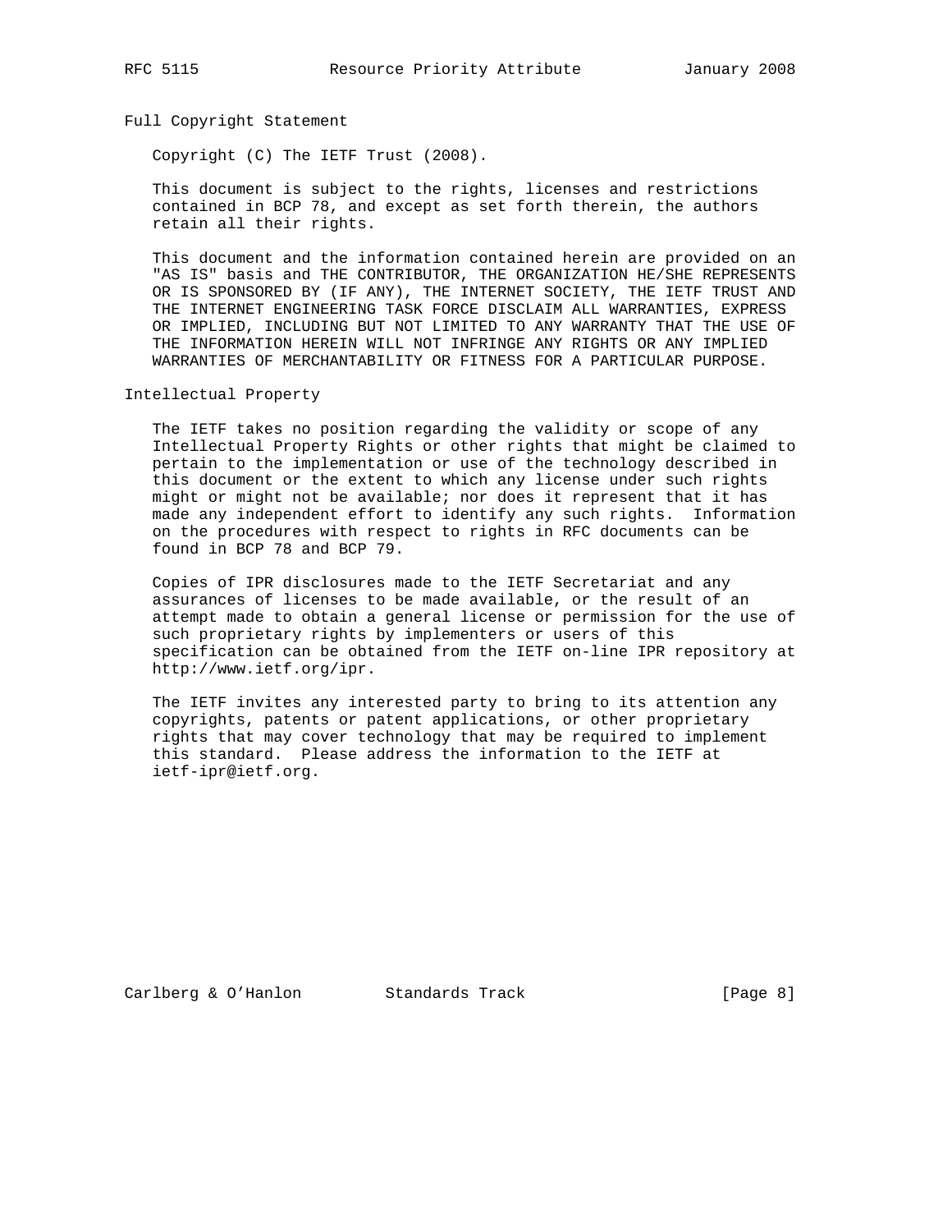## Full Copyright Statement

Copyright (C) The IETF Trust (2008).

This document is subject to the rights, licenses and restrictions contained in BCP 78, and except as set forth therein, the authors retain all their rights.

This document and the information contained herein are provided on an "AS IS" basis and THE CONTRIBUTOR, THE ORGANIZATION HE/SHE REPRESENTS OR IS SPONSORED BY (IF ANY), THE INTERNET SOCIETY, THE IETF TRUST AND THE INTERNET ENGINEERING TASK FORCE DISCLAIM ALL WARRANTIES, EXPRESS OR IMPLIED, INCLUDING BUT NOT LIMITED TO ANY WARRANTY THAT THE USE OF THE INFORMATION HEREIN WILL NOT INFRINGE ANY RIGHTS OR ANY IMPLIED WARRANTIES OF MERCHANTABILITY OR FITNESS FOR A PARTICULAR PURPOSE.

## Intellectual Property

The IETF takes no position regarding the validity or scope of any Intellectual Property Rights or other rights that might be claimed to pertain to the implementation or use of the technology described in this document or the extent to which any license under such rights might or might not be available; nor does it represent that it has made any independent effort to identify any such rights. Information on the procedures with respect to rights in RFC documents can be found in BCP 78 and BCP 79.

Copies of IPR disclosures made to the IETF Secretariat and any assurances of licenses to be made available, or the result of an attempt made to obtain a general license or permission for the use of such proprietary rights by implementers or users of this specification can be obtained from the IETF on-line IPR repository at http://www.ietf.org/ipr.

The IETF invites any interested party to bring to its attention any copyrights, patents or patent applications, or other proprietary rights that may cover technology that may be required to implement this standard. Please address the information to the IETF at ietf-ipr@ietf.org.